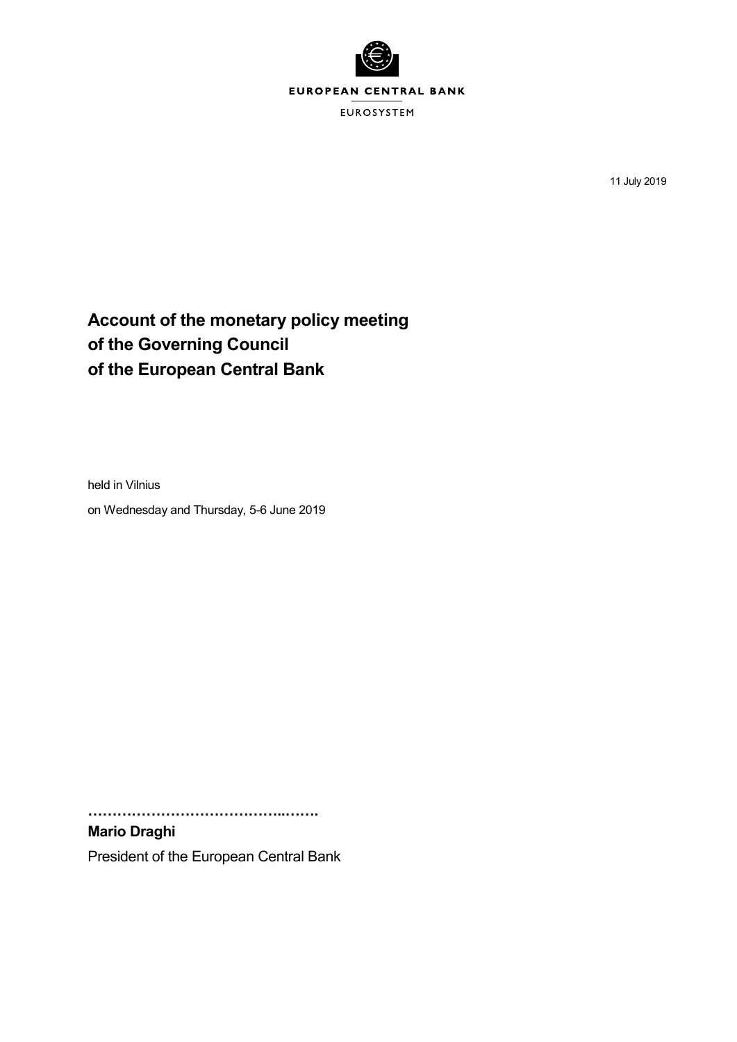EUROPEAN CENTRAL BANK

EUROSYSTEM

11 July 2019

# Account of the monetary policy meeting of the Governing Council of the European Central Bank

held in Vilnius

on Wednesday and Thursday, 5-6 June 2019

……………………………………..…….

**Mario Draghi**

President of the European Central Bank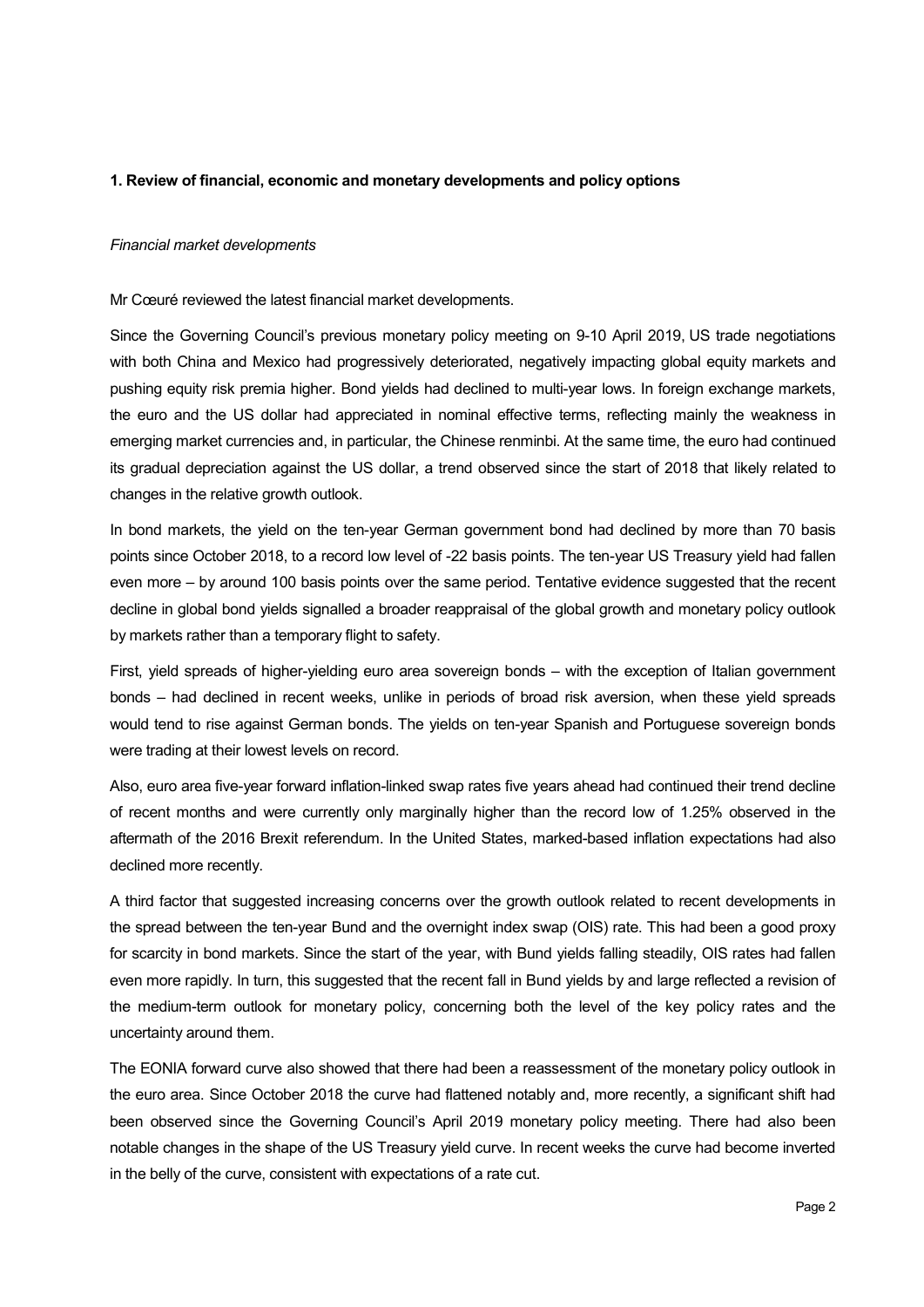### 1. Review of financial, economic and monetary developments and policy options

*Financial market developments*

Mr Cœuré reviewed the latest financial market developments.

Since the Governing Council's previous monetary policy meeting on 9-10 April 2019, US trade negotiations with both China and Mexico had progressively deteriorated, negatively impacting global equity markets and pushing equity risk premia higher. Bond yields had declined to multi-year lows. In foreign exchange markets, the euro and the US dollar had appreciated in nominal effective terms, reflecting mainly the weakness in emerging market currencies and, in particular, the Chinese renminbi. At the same time, the euro had continued its gradual depreciation against the US dollar, a trend observed since the start of 2018 that likely related to changes in the relative growth outlook.

In bond markets, the yield on the ten-year German government bond had declined by more than 70 basis points since October 2018, to a record low level of -22 basis points. The ten-year US Treasury yield had fallen even more – by around 100 basis points over the same period. Tentative evidence suggested that the recent decline in global bond yields signalled a broader reappraisal of the global growth and monetary policy outlook by markets rather than a temporary flight to safety.

First, yield spreads of higher-yielding euro area sovereign bonds – with the exception of Italian government bonds – had declined in recent weeks, unlike in periods of broad risk aversion, when these yield spreads would tend to rise against German bonds. The yields on ten-year Spanish and Portuguese sovereign bonds were trading at their lowest levels on record.

Also, euro area five-year forward inflation-linked swap rates five years ahead had continued their trend decline of recent months and were currently only marginally higher than the record low of 1.25% observed in the aftermath of the 2016 Brexit referendum. In the United States, marked-based inflation expectations had also declined more recently.

A third factor that suggested increasing concerns over the growth outlook related to recent developments in the spread between the ten-year Bund and the overnight index swap (OIS) rate. This had been a good proxy for scarcity in bond markets. Since the start of the year, with Bund yields falling steadily, OIS rates had fallen even more rapidly. In turn, this suggested that the recent fall in Bund yields by and large reflected a revision of the medium-term outlook for monetary policy, concerning both the level of the key policy rates and the uncertainty around them.

The EONIA forward curve also showed that there had been a reassessment of the monetary policy outlook in the euro area. Since October 2018 the curve had flattened notably and, more recently, a significant shift had been observed since the Governing Council's April 2019 monetary policy meeting. There had also been notable changes in the shape of the US Treasury yield curve. In recent weeks the curve had become inverted in the belly of the curve, consistent with expectations of a rate cut.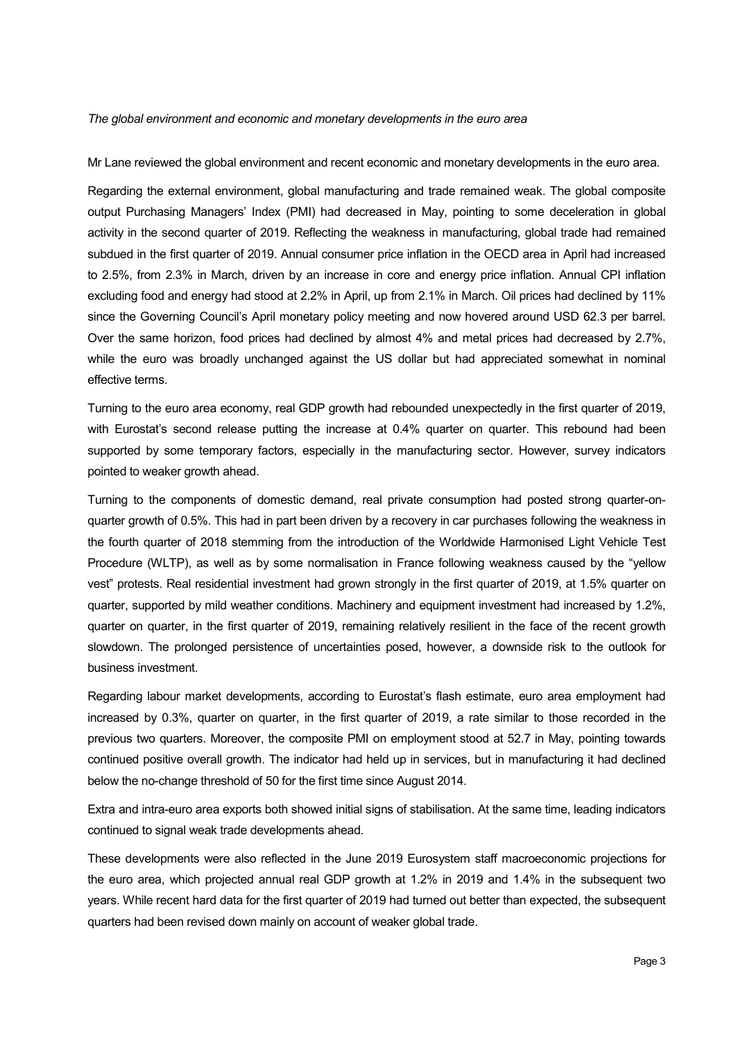*The global environment and economic and monetary developments in the euro area*

Mr Lane reviewed the global environment and recent economic and monetary developments in the euro area.

Regarding the external environment, global manufacturing and trade remained weak. The global composite output Purchasing Managers' Index (PMI) had decreased in May, pointing to some deceleration in global activity in the second quarter of 2019. Reflecting the weakness in manufacturing, global trade had remained subdued in the first quarter of 2019. Annual consumer price inflation in the OECD area in April had increased to 2.5%, from 2.3% in March, driven by an increase in core and energy price inflation. Annual CPI inflation excluding food and energy had stood at 2.2% in April, up from 2.1% in March. Oil prices had declined by 11% since the Governing Council's April monetary policy meeting and now hovered around USD 62.3 per barrel. Over the same horizon, food prices had declined by almost 4% and metal prices had decreased by 2.7%, while the euro was broadly unchanged against the US dollar but had appreciated somewhat in nominal effective terms.

Turning to the euro area economy, real GDP growth had rebounded unexpectedly in the first quarter of 2019, with Eurostat's second release putting the increase at 0.4% quarter on quarter. This rebound had been supported by some temporary factors, especially in the manufacturing sector. However, survey indicators pointed to weaker growth ahead.

Turning to the components of domestic demand, real private consumption had posted strong quarter-on-quarter growth of 0.5%. This had in part been driven by a recovery in car purchases following the weakness in the fourth quarter of 2018 stemming from the introduction of the Worldwide Harmonised Light Vehicle Test Procedure (WLTP), as well as by some normalisation in France following weakness caused by the "yellow vest" protests. Real residential investment had grown strongly in the first quarter of 2019, at 1.5% quarter on quarter, supported by mild weather conditions. Machinery and equipment investment had increased by 1.2%, quarter on quarter, in the first quarter of 2019, remaining relatively resilient in the face of the recent growth slowdown. The prolonged persistence of uncertainties posed, however, a downside risk to the outlook for business investment.

Regarding labour market developments, according to Eurostat's flash estimate, euro area employment had increased by 0.3%, quarter on quarter, in the first quarter of 2019, a rate similar to those recorded in the previous two quarters. Moreover, the composite PMI on employment stood at 52.7 in May, pointing towards continued positive overall growth. The indicator had held up in services, but in manufacturing it had declined below the no-change threshold of 50 for the first time since August 2014.

Extra and intra-euro area exports both showed initial signs of stabilisation. At the same time, leading indicators continued to signal weak trade developments ahead.

These developments were also reflected in the June 2019 Eurosystem staff macroeconomic projections for the euro area, which projected annual real GDP growth at 1.2% in 2019 and 1.4% in the subsequent two years. While recent hard data for the first quarter of 2019 had turned out better than expected, the subsequent quarters had been revised down mainly on account of weaker global trade.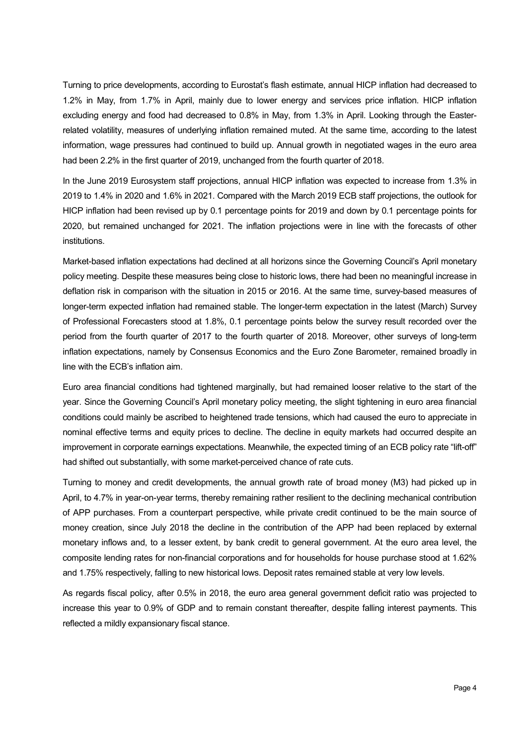Turning to price developments, according to Eurostat's flash estimate, annual HICP inflation had decreased to 1.2% in May, from 1.7% in April, mainly due to lower energy and services price inflation. HICP inflation excluding energy and food had decreased to 0.8% in May, from 1.3% in April. Looking through the Easter-related volatility, measures of underlying inflation remained muted. At the same time, according to the latest information, wage pressures had continued to build up. Annual growth in negotiated wages in the euro area had been 2.2% in the first quarter of 2019, unchanged from the fourth quarter of 2018.

In the June 2019 Eurosystem staff projections, annual HICP inflation was expected to increase from 1.3% in 2019 to 1.4% in 2020 and 1.6% in 2021. Compared with the March 2019 ECB staff projections, the outlook for HICP inflation had been revised up by 0.1 percentage points for 2019 and down by 0.1 percentage points for 2020, but remained unchanged for 2021. The inflation projections were in line with the forecasts of other institutions.

Market-based inflation expectations had declined at all horizons since the Governing Council's April monetary policy meeting. Despite these measures being close to historic lows, there had been no meaningful increase in deflation risk in comparison with the situation in 2015 or 2016. At the same time, survey-based measures of longer-term expected inflation had remained stable. The longer-term expectation in the latest (March) Survey of Professional Forecasters stood at 1.8%, 0.1 percentage points below the survey result recorded over the period from the fourth quarter of 2017 to the fourth quarter of 2018. Moreover, other surveys of long-term inflation expectations, namely by Consensus Economics and the Euro Zone Barometer, remained broadly in line with the ECB's inflation aim.

Euro area financial conditions had tightened marginally, but had remained looser relative to the start of the year. Since the Governing Council's April monetary policy meeting, the slight tightening in euro area financial conditions could mainly be ascribed to heightened trade tensions, which had caused the euro to appreciate in nominal effective terms and equity prices to decline. The decline in equity markets had occurred despite an improvement in corporate earnings expectations. Meanwhile, the expected timing of an ECB policy rate "lift-off" had shifted out substantially, with some market-perceived chance of rate cuts.

Turning to money and credit developments, the annual growth rate of broad money (M3) had picked up in April, to 4.7% in year-on-year terms, thereby remaining rather resilient to the declining mechanical contribution of APP purchases. From a counterpart perspective, while private credit continued to be the main source of money creation, since July 2018 the decline in the contribution of the APP had been replaced by external monetary inflows and, to a lesser extent, by bank credit to general government. At the euro area level, the composite lending rates for non-financial corporations and for households for house purchase stood at 1.62% and 1.75% respectively, falling to new historical lows. Deposit rates remained stable at very low levels.

As regards fiscal policy, after 0.5% in 2018, the euro area general government deficit ratio was projected to increase this year to 0.9% of GDP and to remain constant thereafter, despite falling interest payments. This reflected a mildly expansionary fiscal stance.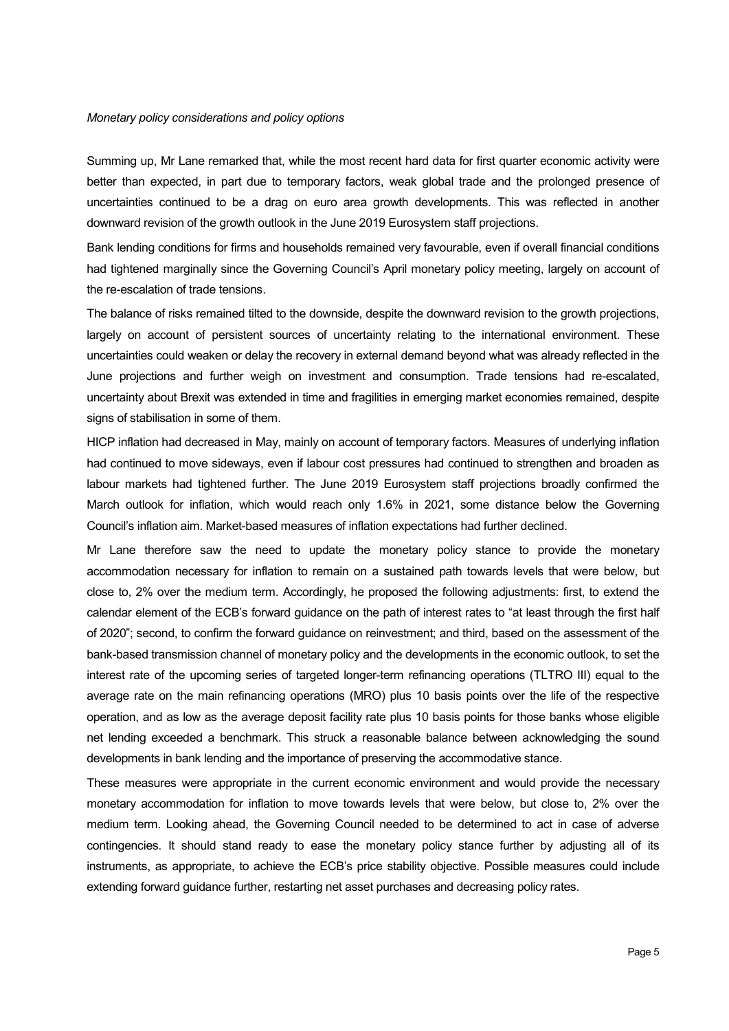*Monetary policy considerations and policy options*

Summing up, Mr Lane remarked that, while the most recent hard data for first quarter economic activity were better than expected, in part due to temporary factors, weak global trade and the prolonged presence of uncertainties continued to be a drag on euro area growth developments. This was reflected in another downward revision of the growth outlook in the June 2019 Eurosystem staff projections.

Bank lending conditions for firms and households remained very favourable, even if overall financial conditions had tightened marginally since the Governing Council's April monetary policy meeting, largely on account of the re-escalation of trade tensions.

The balance of risks remained tilted to the downside, despite the downward revision to the growth projections, largely on account of persistent sources of uncertainty relating to the international environment. These uncertainties could weaken or delay the recovery in external demand beyond what was already reflected in the June projections and further weigh on investment and consumption. Trade tensions had re-escalated, uncertainty about Brexit was extended in time and fragilities in emerging market economies remained, despite signs of stabilisation in some of them.

HICP inflation had decreased in May, mainly on account of temporary factors. Measures of underlying inflation had continued to move sideways, even if labour cost pressures had continued to strengthen and broaden as labour markets had tightened further. The June 2019 Eurosystem staff projections broadly confirmed the March outlook for inflation, which would reach only 1.6% in 2021, some distance below the Governing Council's inflation aim. Market-based measures of inflation expectations had further declined.

Mr Lane therefore saw the need to update the monetary policy stance to provide the monetary accommodation necessary for inflation to remain on a sustained path towards levels that were below, but close to, 2% over the medium term. Accordingly, he proposed the following adjustments: first, to extend the calendar element of the ECB's forward guidance on the path of interest rates to "at least through the first half of 2020"; second, to confirm the forward guidance on reinvestment; and third, based on the assessment of the bank-based transmission channel of monetary policy and the developments in the economic outlook, to set the interest rate of the upcoming series of targeted longer-term refinancing operations (TLTRO III) equal to the average rate on the main refinancing operations (MRO) plus 10 basis points over the life of the respective operation, and as low as the average deposit facility rate plus 10 basis points for those banks whose eligible net lending exceeded a benchmark. This struck a reasonable balance between acknowledging the sound developments in bank lending and the importance of preserving the accommodative stance.

These measures were appropriate in the current economic environment and would provide the necessary monetary accommodation for inflation to move towards levels that were below, but close to, 2% over the medium term. Looking ahead, the Governing Council needed to be determined to act in case of adverse contingencies. It should stand ready to ease the monetary policy stance further by adjusting all of its instruments, as appropriate, to achieve the ECB's price stability objective. Possible measures could include extending forward guidance further, restarting net asset purchases and decreasing policy rates.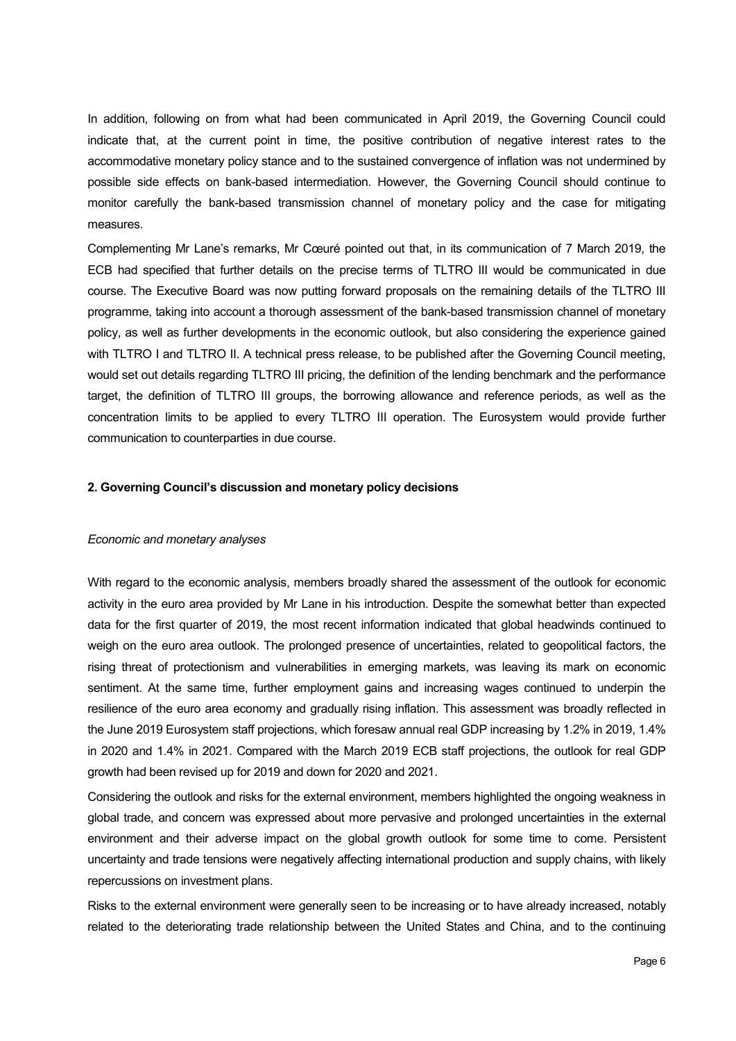In addition, following on from what had been communicated in April 2019, the Governing Council could indicate that, at the current point in time, the positive contribution of negative interest rates to the accommodative monetary policy stance and to the sustained convergence of inflation was not undermined by possible side effects on bank-based intermediation. However, the Governing Council should continue to monitor carefully the bank-based transmission channel of monetary policy and the case for mitigating measures.

Complementing Mr Lane's remarks, Mr Cœuré pointed out that, in its communication of 7 March 2019, the ECB had specified that further details on the precise terms of TLTRO III would be communicated in due course. The Executive Board was now putting forward proposals on the remaining details of the TLTRO III programme, taking into account a thorough assessment of the bank-based transmission channel of monetary policy, as well as further developments in the economic outlook, but also considering the experience gained with TLTRO I and TLTRO II. A technical press release, to be published after the Governing Council meeting, would set out details regarding TLTRO III pricing, the definition of the lending benchmark and the performance target, the definition of TLTRO III groups, the borrowing allowance and reference periods, as well as the concentration limits to be applied to every TLTRO III operation. The Eurosystem would provide further communication to counterparties in due course.

## 2. Governing Council's discussion and monetary policy decisions

*Economic and monetary analyses*

With regard to the economic analysis, members broadly shared the assessment of the outlook for economic activity in the euro area provided by Mr Lane in his introduction. Despite the somewhat better than expected data for the first quarter of 2019, the most recent information indicated that global headwinds continued to weigh on the euro area outlook. The prolonged presence of uncertainties, related to geopolitical factors, the rising threat of protectionism and vulnerabilities in emerging markets, was leaving its mark on economic sentiment. At the same time, further employment gains and increasing wages continued to underpin the resilience of the euro area economy and gradually rising inflation. This assessment was broadly reflected in the June 2019 Eurosystem staff projections, which foresaw annual real GDP increasing by 1.2% in 2019, 1.4% in 2020 and 1.4% in 2021. Compared with the March 2019 ECB staff projections, the outlook for real GDP growth had been revised up for 2019 and down for 2020 and 2021.

Considering the outlook and risks for the external environment, members highlighted the ongoing weakness in global trade, and concern was expressed about more pervasive and prolonged uncertainties in the external environment and their adverse impact on the global growth outlook for some time to come. Persistent uncertainty and trade tensions were negatively affecting international production and supply chains, with likely repercussions on investment plans.

Risks to the external environment were generally seen to be increasing or to have already increased, notably related to the deteriorating trade relationship between the United States and China, and to the continuing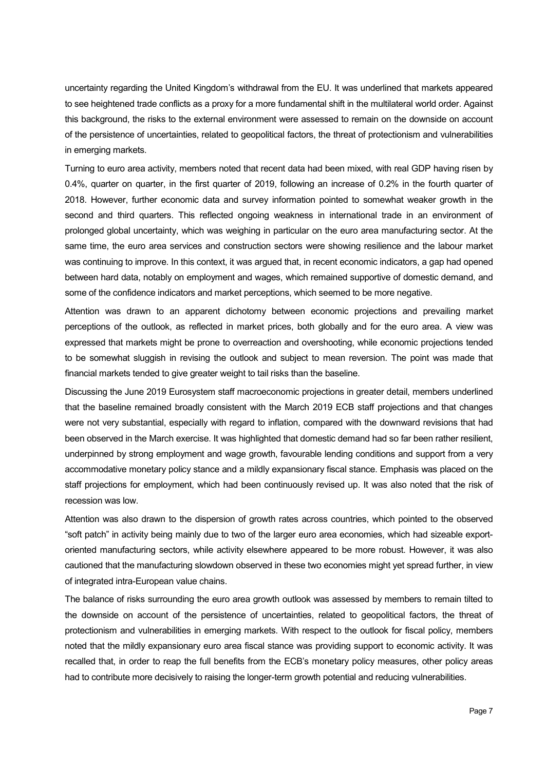uncertainty regarding the United Kingdom's withdrawal from the EU. It was underlined that markets appeared to see heightened trade conflicts as a proxy for a more fundamental shift in the multilateral world order. Against this background, the risks to the external environment were assessed to remain on the downside on account of the persistence of uncertainties, related to geopolitical factors, the threat of protectionism and vulnerabilities in emerging markets.

Turning to euro area activity, members noted that recent data had been mixed, with real GDP having risen by 0.4%, quarter on quarter, in the first quarter of 2019, following an increase of 0.2% in the fourth quarter of 2018. However, further economic data and survey information pointed to somewhat weaker growth in the second and third quarters. This reflected ongoing weakness in international trade in an environment of prolonged global uncertainty, which was weighing in particular on the euro area manufacturing sector. At the same time, the euro area services and construction sectors were showing resilience and the labour market was continuing to improve. In this context, it was argued that, in recent economic indicators, a gap had opened between hard data, notably on employment and wages, which remained supportive of domestic demand, and some of the confidence indicators and market perceptions, which seemed to be more negative.

Attention was drawn to an apparent dichotomy between economic projections and prevailing market perceptions of the outlook, as reflected in market prices, both globally and for the euro area. A view was expressed that markets might be prone to overreaction and overshooting, while economic projections tended to be somewhat sluggish in revising the outlook and subject to mean reversion. The point was made that financial markets tended to give greater weight to tail risks than the baseline.

Discussing the June 2019 Eurosystem staff macroeconomic projections in greater detail, members underlined that the baseline remained broadly consistent with the March 2019 ECB staff projections and that changes were not very substantial, especially with regard to inflation, compared with the downward revisions that had been observed in the March exercise. It was highlighted that domestic demand had so far been rather resilient, underpinned by strong employment and wage growth, favourable lending conditions and support from a very accommodative monetary policy stance and a mildly expansionary fiscal stance. Emphasis was placed on the staff projections for employment, which had been continuously revised up. It was also noted that the risk of recession was low.

Attention was also drawn to the dispersion of growth rates across countries, which pointed to the observed "soft patch" in activity being mainly due to two of the larger euro area economies, which had sizeable export-oriented manufacturing sectors, while activity elsewhere appeared to be more robust. However, it was also cautioned that the manufacturing slowdown observed in these two economies might yet spread further, in view of integrated intra-European value chains.

The balance of risks surrounding the euro area growth outlook was assessed by members to remain tilted to the downside on account of the persistence of uncertainties, related to geopolitical factors, the threat of protectionism and vulnerabilities in emerging markets. With respect to the outlook for fiscal policy, members noted that the mildly expansionary euro area fiscal stance was providing support to economic activity. It was recalled that, in order to reap the full benefits from the ECB's monetary policy measures, other policy areas had to contribute more decisively to raising the longer-term growth potential and reducing vulnerabilities.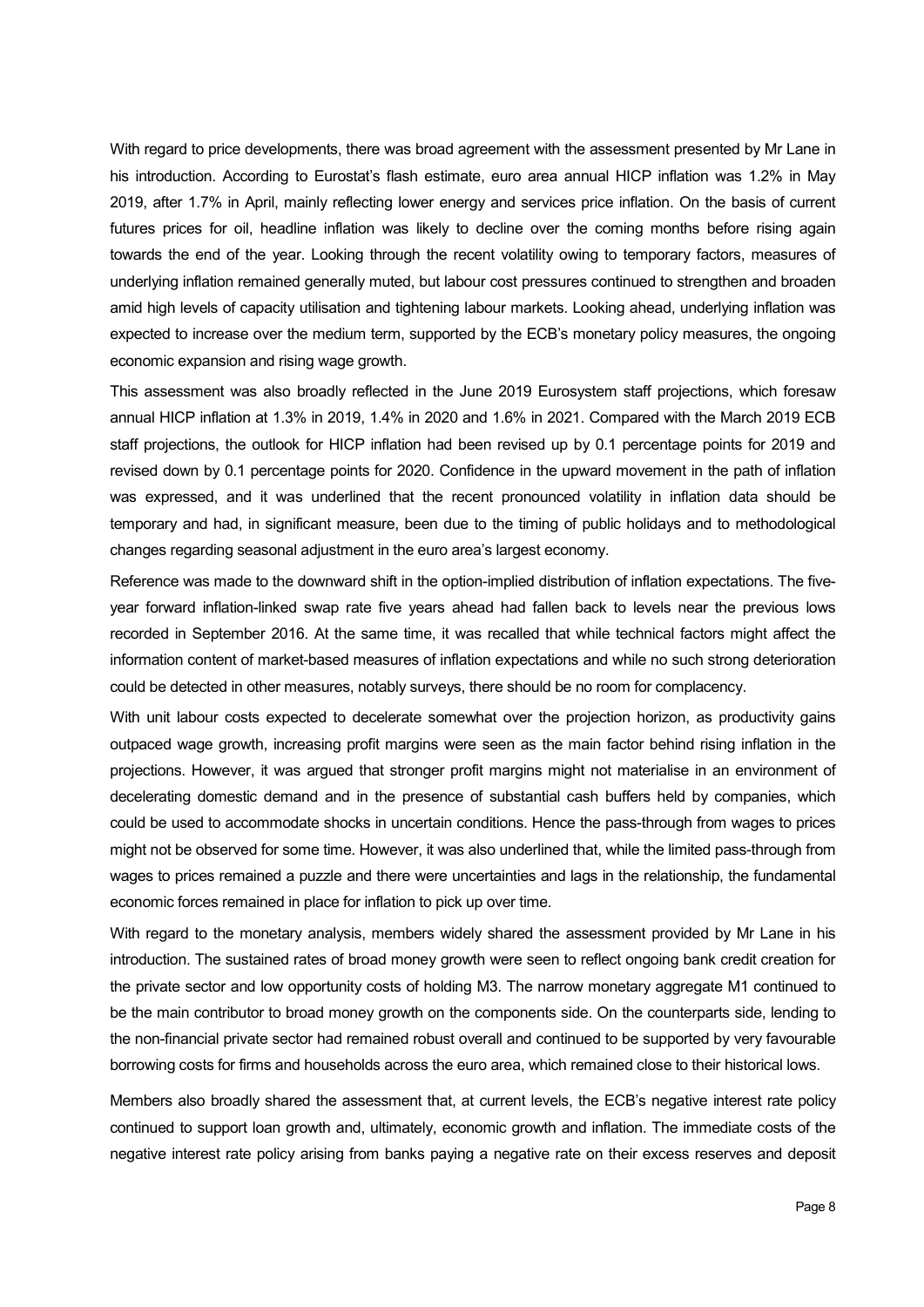With regard to price developments, there was broad agreement with the assessment presented by Mr Lane in his introduction. According to Eurostat's flash estimate, euro area annual HICP inflation was 1.2% in May 2019, after 1.7% in April, mainly reflecting lower energy and services price inflation. On the basis of current futures prices for oil, headline inflation was likely to decline over the coming months before rising again towards the end of the year. Looking through the recent volatility owing to temporary factors, measures of underlying inflation remained generally muted, but labour cost pressures continued to strengthen and broaden amid high levels of capacity utilisation and tightening labour markets. Looking ahead, underlying inflation was expected to increase over the medium term, supported by the ECB's monetary policy measures, the ongoing economic expansion and rising wage growth.

This assessment was also broadly reflected in the June 2019 Eurosystem staff projections, which foresaw annual HICP inflation at 1.3% in 2019, 1.4% in 2020 and 1.6% in 2021. Compared with the March 2019 ECB staff projections, the outlook for HICP inflation had been revised up by 0.1 percentage points for 2019 and revised down by 0.1 percentage points for 2020. Confidence in the upward movement in the path of inflation was expressed, and it was underlined that the recent pronounced volatility in inflation data should be temporary and had, in significant measure, been due to the timing of public holidays and to methodological changes regarding seasonal adjustment in the euro area's largest economy.

Reference was made to the downward shift in the option-implied distribution of inflation expectations. The five-year forward inflation-linked swap rate five years ahead had fallen back to levels near the previous lows recorded in September 2016. At the same time, it was recalled that while technical factors might affect the information content of market-based measures of inflation expectations and while no such strong deterioration could be detected in other measures, notably surveys, there should be no room for complacency.

With unit labour costs expected to decelerate somewhat over the projection horizon, as productivity gains outpaced wage growth, increasing profit margins were seen as the main factor behind rising inflation in the projections. However, it was argued that stronger profit margins might not materialise in an environment of decelerating domestic demand and in the presence of substantial cash buffers held by companies, which could be used to accommodate shocks in uncertain conditions. Hence the pass-through from wages to prices might not be observed for some time. However, it was also underlined that, while the limited pass-through from wages to prices remained a puzzle and there were uncertainties and lags in the relationship, the fundamental economic forces remained in place for inflation to pick up over time.

With regard to the monetary analysis, members widely shared the assessment provided by Mr Lane in his introduction. The sustained rates of broad money growth were seen to reflect ongoing bank credit creation for the private sector and low opportunity costs of holding M3. The narrow monetary aggregate M1 continued to be the main contributor to broad money growth on the components side. On the counterparts side, lending to the non-financial private sector had remained robust overall and continued to be supported by very favourable borrowing costs for firms and households across the euro area, which remained close to their historical lows.

Members also broadly shared the assessment that, at current levels, the ECB's negative interest rate policy continued to support loan growth and, ultimately, economic growth and inflation. The immediate costs of the negative interest rate policy arising from banks paying a negative rate on their excess reserves and deposit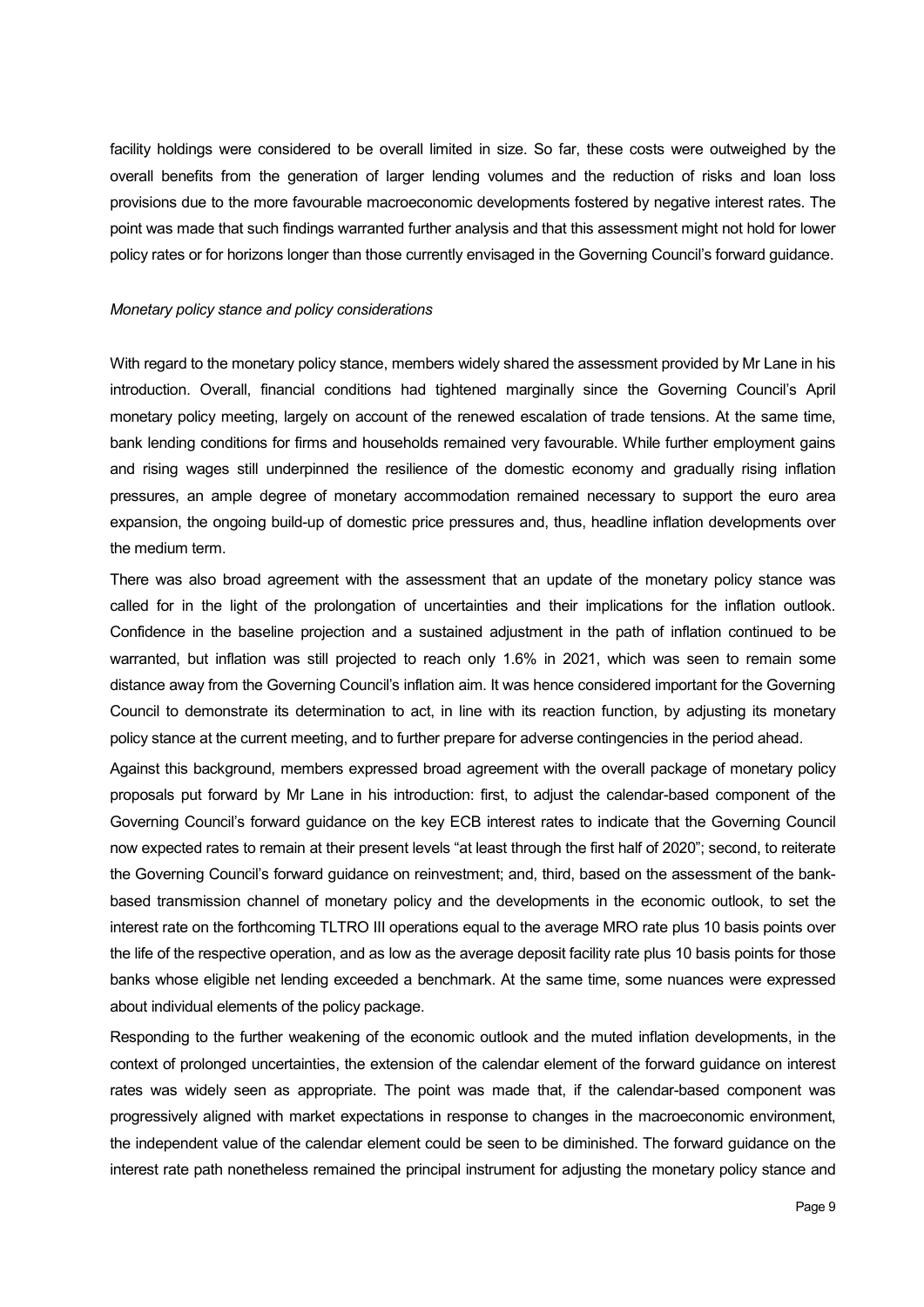facility holdings were considered to be overall limited in size. So far, these costs were outweighed by the overall benefits from the generation of larger lending volumes and the reduction of risks and loan loss provisions due to the more favourable macroeconomic developments fostered by negative interest rates. The point was made that such findings warranted further analysis and that this assessment might not hold for lower policy rates or for horizons longer than those currently envisaged in the Governing Council's forward guidance.

*Monetary policy stance and policy considerations*

With regard to the monetary policy stance, members widely shared the assessment provided by Mr Lane in his introduction. Overall, financial conditions had tightened marginally since the Governing Council's April monetary policy meeting, largely on account of the renewed escalation of trade tensions. At the same time, bank lending conditions for firms and households remained very favourable. While further employment gains and rising wages still underpinned the resilience of the domestic economy and gradually rising inflation pressures, an ample degree of monetary accommodation remained necessary to support the euro area expansion, the ongoing build-up of domestic price pressures and, thus, headline inflation developments over the medium term.

There was also broad agreement with the assessment that an update of the monetary policy stance was called for in the light of the prolongation of uncertainties and their implications for the inflation outlook. Confidence in the baseline projection and a sustained adjustment in the path of inflation continued to be warranted, but inflation was still projected to reach only 1.6% in 2021, which was seen to remain some distance away from the Governing Council's inflation aim. It was hence considered important for the Governing Council to demonstrate its determination to act, in line with its reaction function, by adjusting its monetary policy stance at the current meeting, and to further prepare for adverse contingencies in the period ahead.

Against this background, members expressed broad agreement with the overall package of monetary policy proposals put forward by Mr Lane in his introduction: first, to adjust the calendar-based component of the Governing Council's forward guidance on the key ECB interest rates to indicate that the Governing Council now expected rates to remain at their present levels "at least through the first half of 2020"; second, to reiterate the Governing Council's forward guidance on reinvestment; and, third, based on the assessment of the bank-based transmission channel of monetary policy and the developments in the economic outlook, to set the interest rate on the forthcoming TLTRO III operations equal to the average MRO rate plus 10 basis points over the life of the respective operation, and as low as the average deposit facility rate plus 10 basis points for those banks whose eligible net lending exceeded a benchmark. At the same time, some nuances were expressed about individual elements of the policy package.

Responding to the further weakening of the economic outlook and the muted inflation developments, in the context of prolonged uncertainties, the extension of the calendar element of the forward guidance on interest rates was widely seen as appropriate. The point was made that, if the calendar-based component was progressively aligned with market expectations in response to changes in the macroeconomic environment, the independent value of the calendar element could be seen to be diminished. The forward guidance on the interest rate path nonetheless remained the principal instrument for adjusting the monetary policy stance and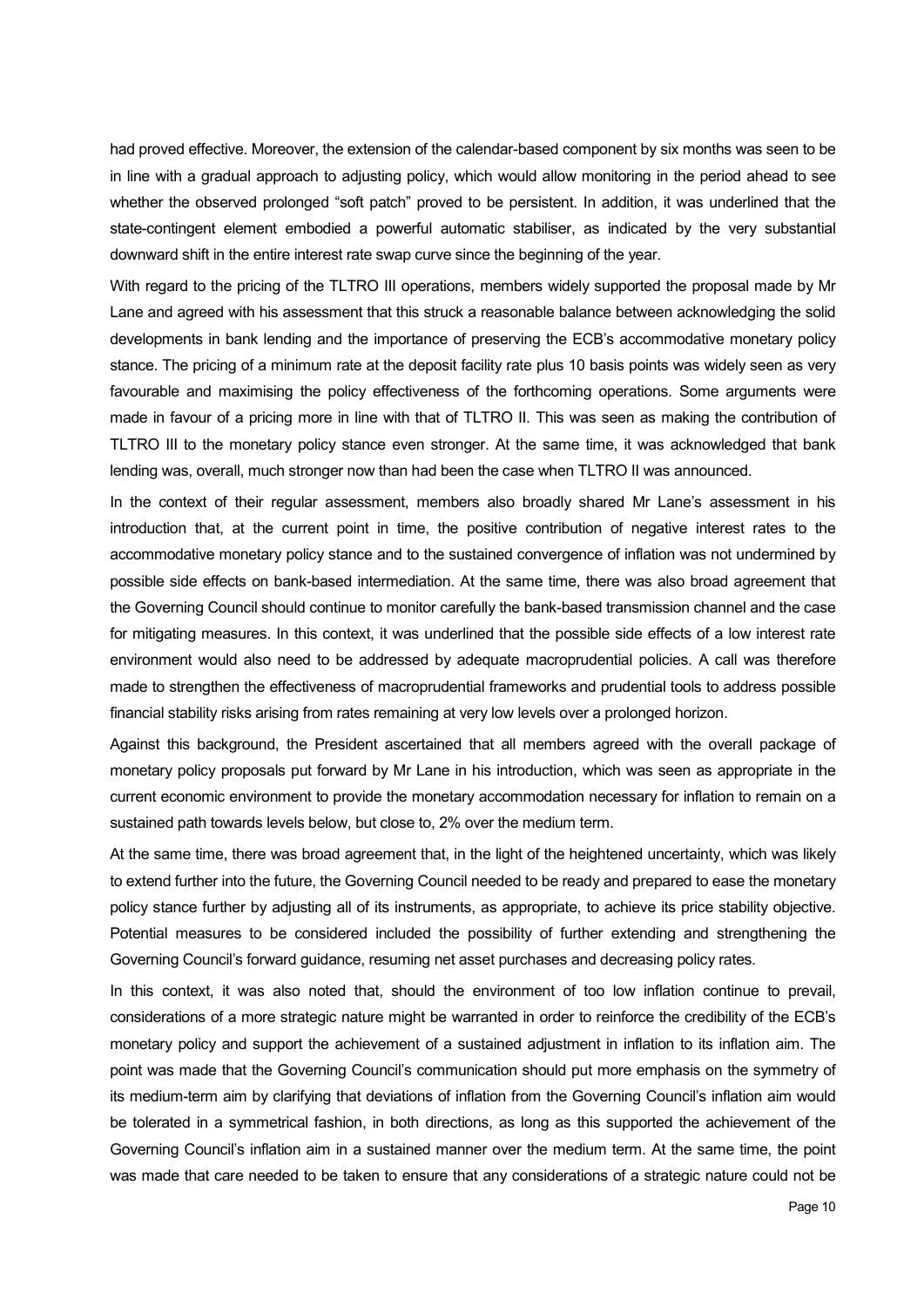had proved effective. Moreover, the extension of the calendar-based component by six months was seen to be in line with a gradual approach to adjusting policy, which would allow monitoring in the period ahead to see whether the observed prolonged "soft patch" proved to be persistent. In addition, it was underlined that the state-contingent element embodied a powerful automatic stabiliser, as indicated by the very substantial downward shift in the entire interest rate swap curve since the beginning of the year.

With regard to the pricing of the TLTRO III operations, members widely supported the proposal made by Mr Lane and agreed with his assessment that this struck a reasonable balance between acknowledging the solid developments in bank lending and the importance of preserving the ECB's accommodative monetary policy stance. The pricing of a minimum rate at the deposit facility rate plus 10 basis points was widely seen as very favourable and maximising the policy effectiveness of the forthcoming operations. Some arguments were made in favour of a pricing more in line with that of TLTRO II. This was seen as making the contribution of TLTRO III to the monetary policy stance even stronger. At the same time, it was acknowledged that bank lending was, overall, much stronger now than had been the case when TLTRO II was announced.

In the context of their regular assessment, members also broadly shared Mr Lane's assessment in his introduction that, at the current point in time, the positive contribution of negative interest rates to the accommodative monetary policy stance and to the sustained convergence of inflation was not undermined by possible side effects on bank-based intermediation. At the same time, there was also broad agreement that the Governing Council should continue to monitor carefully the bank-based transmission channel and the case for mitigating measures. In this context, it was underlined that the possible side effects of a low interest rate environment would also need to be addressed by adequate macroprudential policies. A call was therefore made to strengthen the effectiveness of macroprudential frameworks and prudential tools to address possible financial stability risks arising from rates remaining at very low levels over a prolonged horizon.

Against this background, the President ascertained that all members agreed with the overall package of monetary policy proposals put forward by Mr Lane in his introduction, which was seen as appropriate in the current economic environment to provide the monetary accommodation necessary for inflation to remain on a sustained path towards levels below, but close to, 2% over the medium term.

At the same time, there was broad agreement that, in the light of the heightened uncertainty, which was likely to extend further into the future, the Governing Council needed to be ready and prepared to ease the monetary policy stance further by adjusting all of its instruments, as appropriate, to achieve its price stability objective. Potential measures to be considered included the possibility of further extending and strengthening the Governing Council's forward guidance, resuming net asset purchases and decreasing policy rates.

In this context, it was also noted that, should the environment of too low inflation continue to prevail, considerations of a more strategic nature might be warranted in order to reinforce the credibility of the ECB's monetary policy and support the achievement of a sustained adjustment in inflation to its inflation aim. The point was made that the Governing Council's communication should put more emphasis on the symmetry of its medium-term aim by clarifying that deviations of inflation from the Governing Council's inflation aim would be tolerated in a symmetrical fashion, in both directions, as long as this supported the achievement of the Governing Council's inflation aim in a sustained manner over the medium term. At the same time, the point was made that care needed to be taken to ensure that any considerations of a strategic nature could not be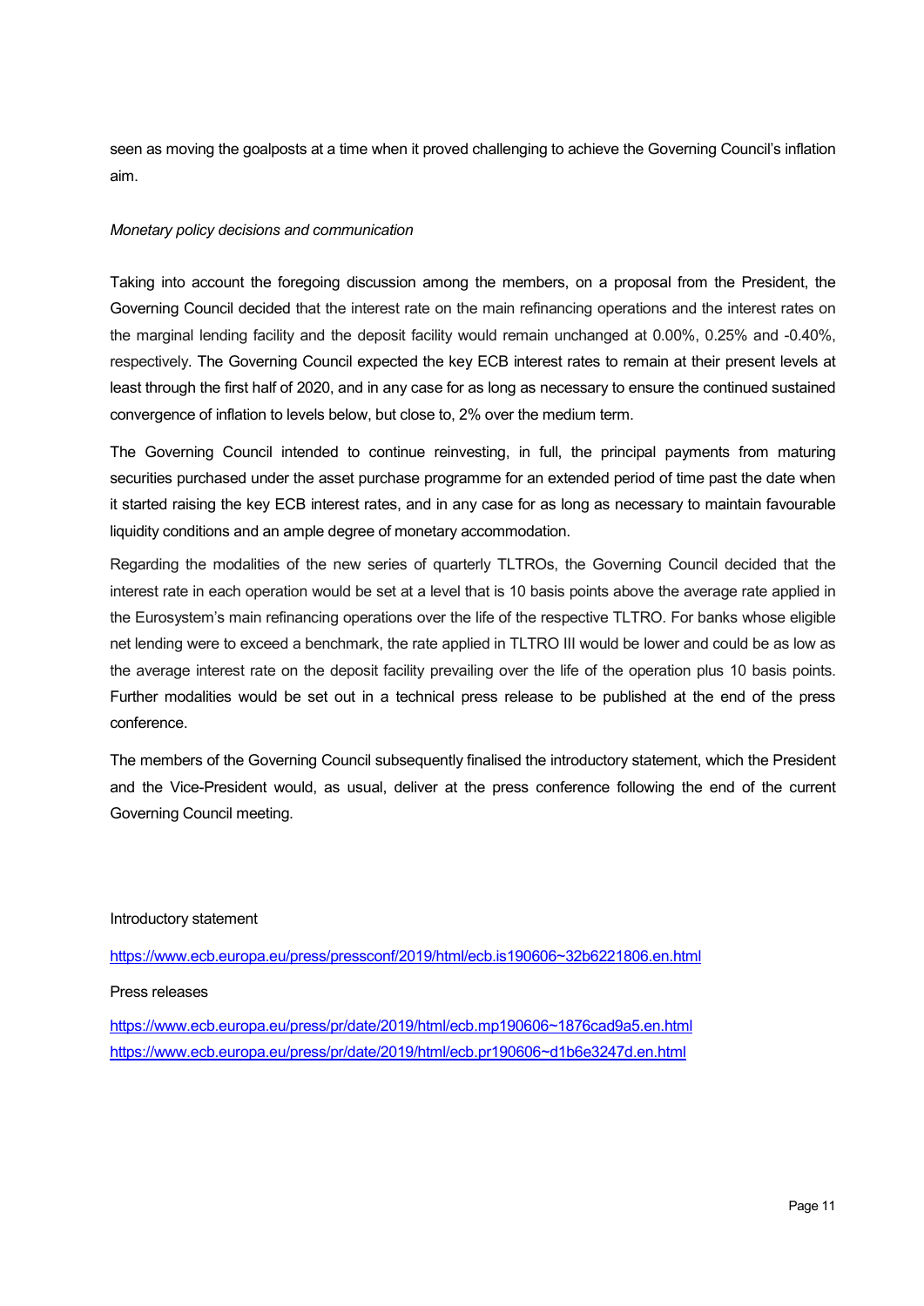seen as moving the goalposts at a time when it proved challenging to achieve the Governing Council's inflation aim.

*Monetary policy decisions and communication*

Taking into account the foregoing discussion among the members, on a proposal from the President, the Governing Council decided that the interest rate on the main refinancing operations and the interest rates on the marginal lending facility and the deposit facility would remain unchanged at 0.00%, 0.25% and -0.40%, respectively. The Governing Council expected the key ECB interest rates to remain at their present levels at least through the first half of 2020, and in any case for as long as necessary to ensure the continued sustained convergence of inflation to levels below, but close to, 2% over the medium term.

The Governing Council intended to continue reinvesting, in full, the principal payments from maturing securities purchased under the asset purchase programme for an extended period of time past the date when it started raising the key ECB interest rates, and in any case for as long as necessary to maintain favourable liquidity conditions and an ample degree of monetary accommodation.

Regarding the modalities of the new series of quarterly TLTROs, the Governing Council decided that the interest rate in each operation would be set at a level that is 10 basis points above the average rate applied in the Eurosystem's main refinancing operations over the life of the respective TLTRO. For banks whose eligible net lending were to exceed a benchmark, the rate applied in TLTRO III would be lower and could be as low as the average interest rate on the deposit facility prevailing over the life of the operation plus 10 basis points. Further modalities would be set out in a technical press release to be published at the end of the press conference.

The members of the Governing Council subsequently finalised the introductory statement, which the President and the Vice-President would, as usual, deliver at the press conference following the end of the current Governing Council meeting.

Introductory statement

https://www.ecb.europa.eu/press/pressconf/2019/html/ecb.is190606~32b6221806.en.html

Press releases

https://www.ecb.europa.eu/press/pr/date/2019/html/ecb.mp190606~1876cad9a5.en.html
https://www.ecb.europa.eu/press/pr/date/2019/html/ecb.pr190606~d1b6e3247d.en.html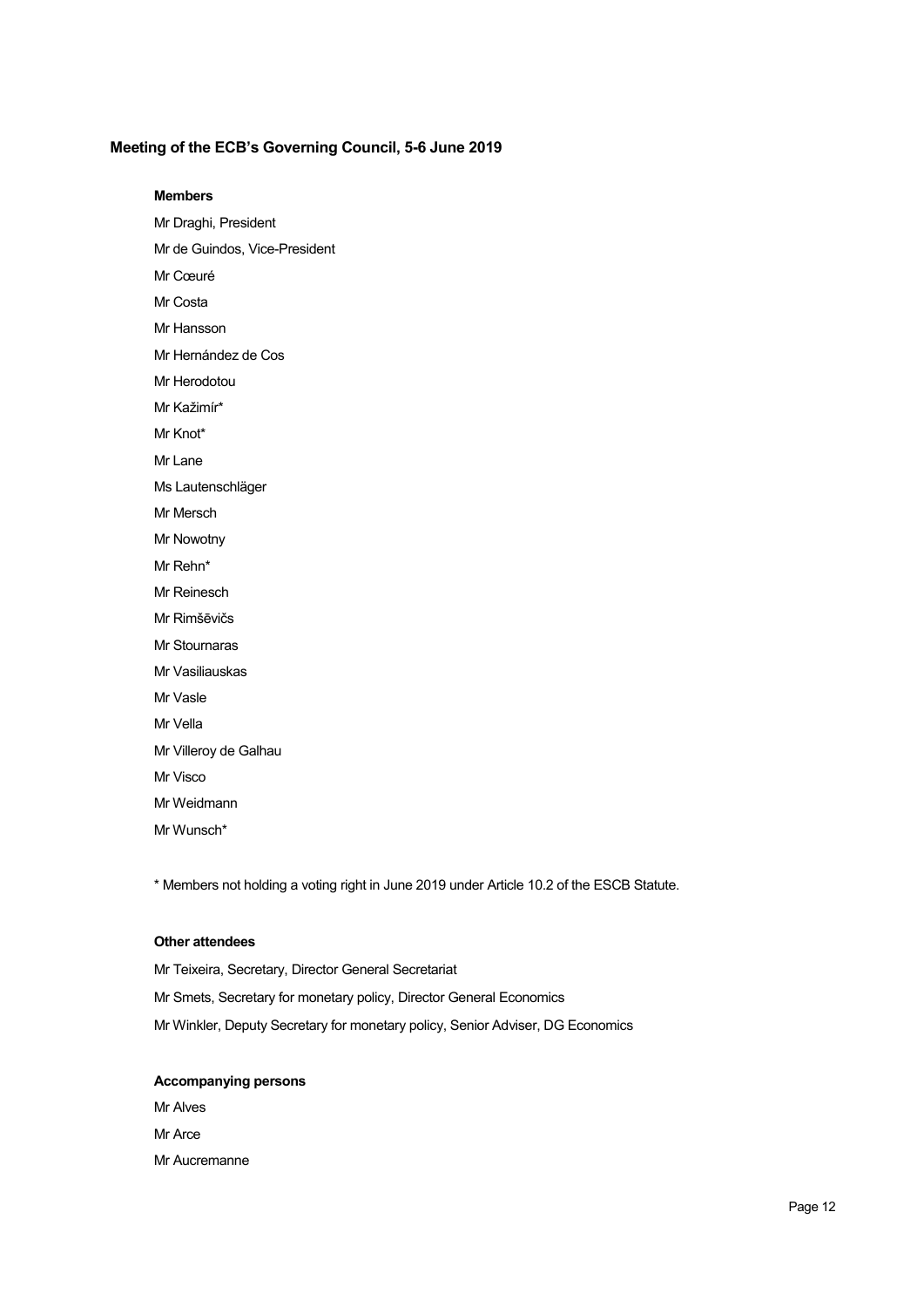**Meeting of the ECB's Governing Council, 5-6 June 2019**

**Members**

Mr Draghi, President

Mr de Guindos, Vice-President

Mr Cœuré

Mr Costa

Mr Hansson

Mr Hernández de Cos

Mr Herodotou

Mr Kažimír*

Mr Knot*

Mr Lane

Ms Lautenschläger

Mr Mersch

Mr Nowotny

Mr Rehn*

Mr Reinesch

Mr Rimšēvičs

Mr Stournaras

Mr Vasiliauskas

Mr Vasle

Mr Vella

Mr Villeroy de Galhau

Mr Visco

Mr Weidmann

Mr Wunsch*

* Members not holding a voting right in June 2019 under Article 10.2 of the ESCB Statute.

**Other attendees**

Mr Teixeira, Secretary, Director General Secretariat

Mr Smets, Secretary for monetary policy, Director General Economics

Mr Winkler, Deputy Secretary for monetary policy, Senior Adviser, DG Economics

**Accompanying persons**

Mr Alves

Mr Arce

Mr Aucremanne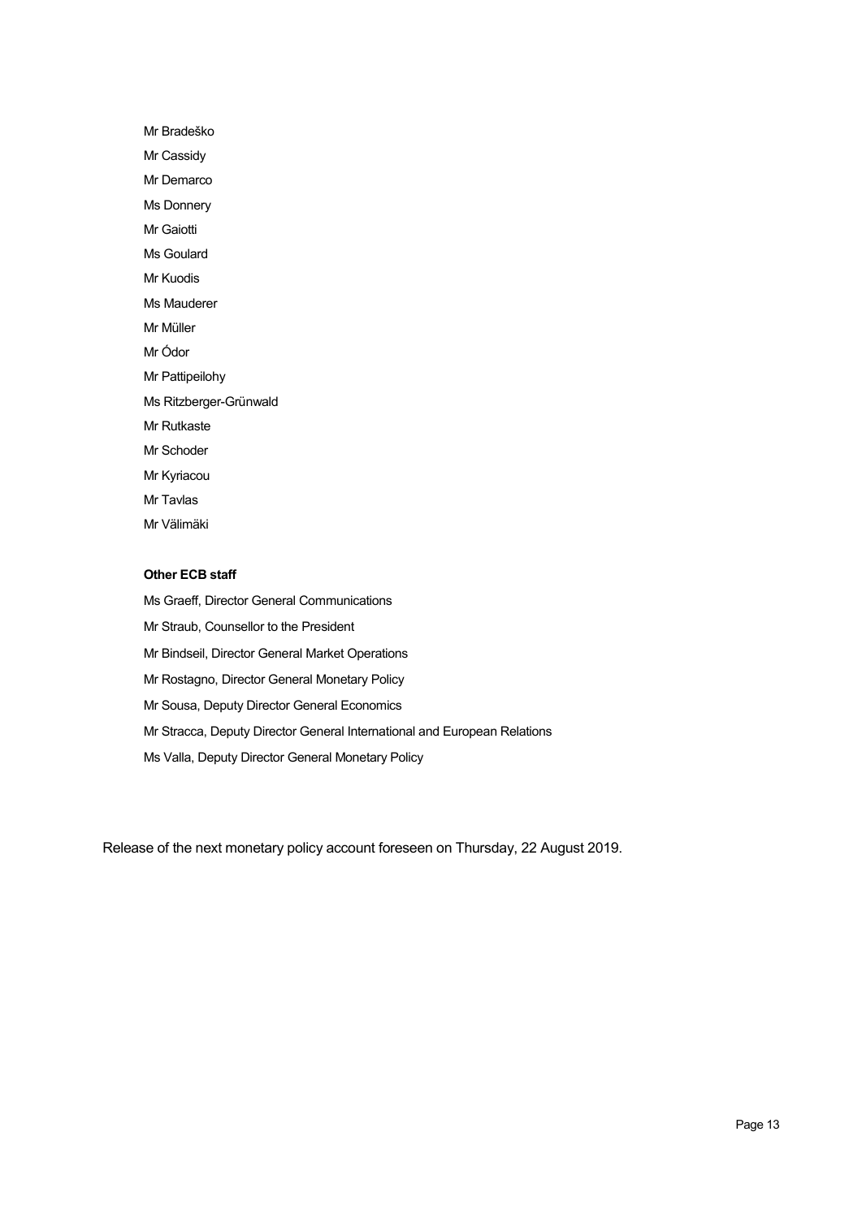Mr Bradeško

Mr Cassidy

Mr Demarco

Ms Donnery

Mr Gaiotti

Ms Goulard

Mr Kuodis

Ms Mauderer

Mr Müller

Mr Ódor

Mr Pattipeilohy

Ms Ritzberger-Grünwald

Mr Rutkaste

Mr Schoder

Mr Kyriacou

Mr Tavlas

Mr Välimäki

**Other ECB staff**

Ms Graeff, Director General Communications

Mr Straub, Counsellor to the President

Mr Bindseil, Director General Market Operations

Mr Rostagno, Director General Monetary Policy

Mr Sousa, Deputy Director General Economics

Mr Stracca, Deputy Director General International and European Relations

Ms Valla, Deputy Director General Monetary Policy

Release of the next monetary policy account foreseen on Thursday, 22 August 2019.